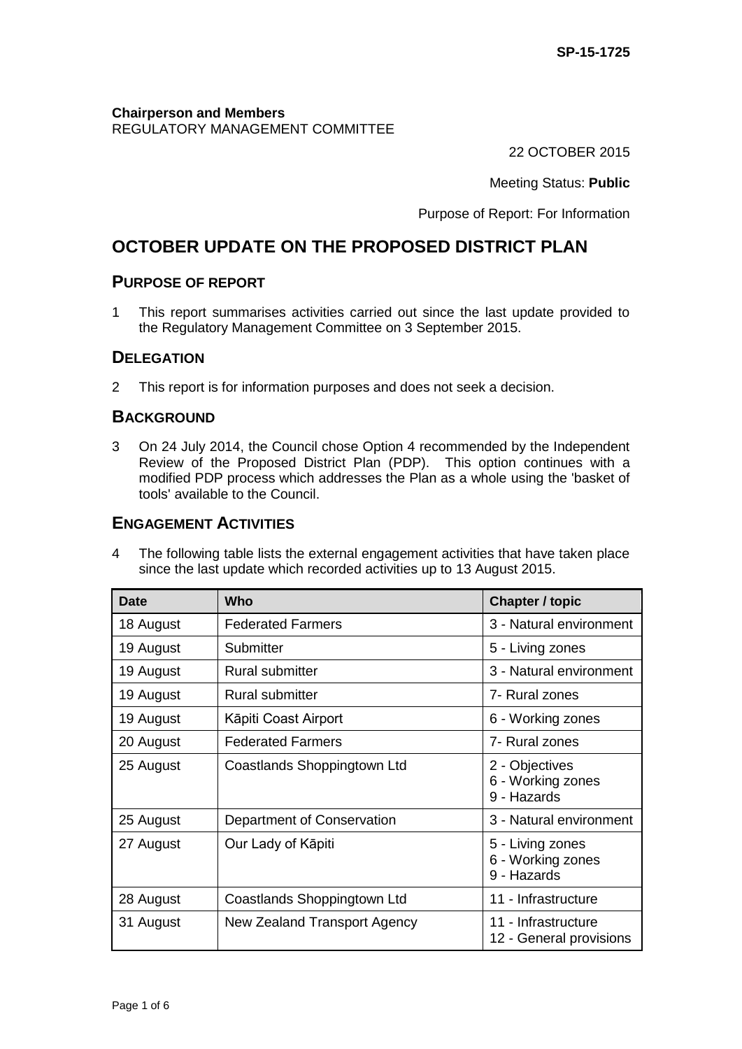SP-15-1725

**Chairperson and Members**
REGULATORY MANAGEMENT COMMITTEE

22 OCTOBER 2015

Meeting Status: **Public**

Purpose of Report: For Information

# OCTOBER UPDATE ON THE PROPOSED DISTRICT PLAN

## PURPOSE OF REPORT

1 This report summarises activities carried out since the last update provided to the Regulatory Management Committee on 3 September 2015.

## DELEGATION

2 This report is for information purposes and does not seek a decision.

## BACKGROUND

3 On 24 July 2014, the Council chose Option 4 recommended by the Independent Review of the Proposed District Plan (PDP). This option continues with a modified PDP process which addresses the Plan as a whole using the 'basket of tools' available to the Council.

## ENGAGEMENT ACTIVITIES

4 The following table lists the external engagement activities that have taken place since the last update which recorded activities up to 13 August 2015.

| Date | Who | Chapter / topic |
|---|---|---|
| 18 August | Federated Farmers | 3 - Natural environment |
| 19 August | Submitter | 5 - Living zones |
| 19 August | Rural submitter | 3 - Natural environment |
| 19 August | Rural submitter | 7- Rural zones |
| 19 August | Kāpiti Coast Airport | 6 - Working zones |
| 20 August | Federated Farmers | 7- Rural zones |
| 25 August | Coastlands Shoppingtown Ltd | 2 - Objectives<br>6 - Working zones<br>9 - Hazards |
| 25 August | Department of Conservation | 3 - Natural environment |
| 27 August | Our Lady of Kāpiti | 5 - Living zones<br>6 - Working zones<br>9 - Hazards |
| 28 August | Coastlands Shoppingtown Ltd | 11 - Infrastructure |
| 31 August | New Zealand Transport Agency | 11 - Infrastructure<br>12 - General provisions |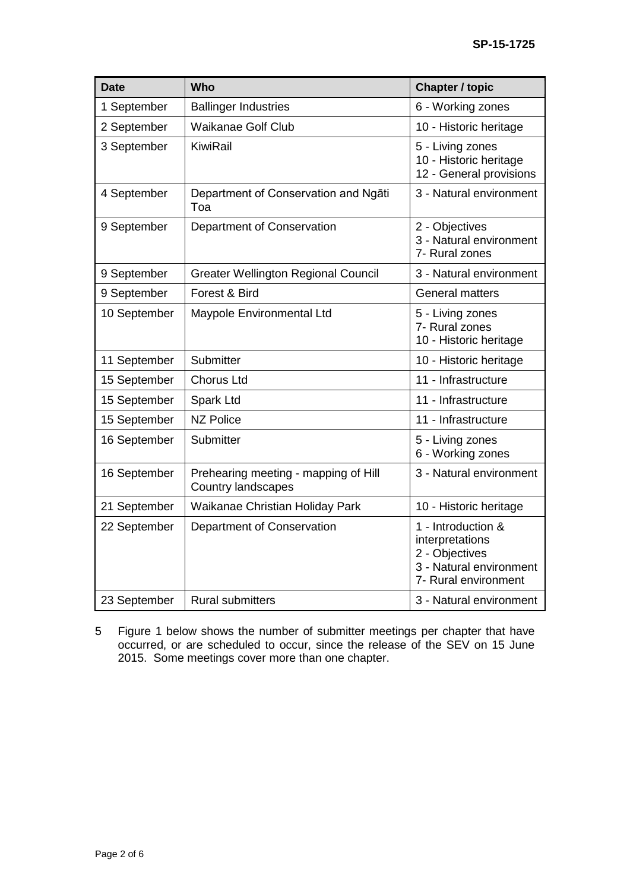| Date | Who | Chapter / topic |
| --- | --- | --- |
| 1 September | Ballinger Industries | 6 - Working zones |
| 2 September | Waikanae Golf Club | 10 - Historic heritage |
| 3 September | KiwiRail | 5 - Living zones<br>10 - Historic heritage<br>12 - General provisions |
| 4 September | Department of Conservation and Ngāti Toa | 3 - Natural environment |
| 9 September | Department of Conservation | 2 - Objectives<br>3 - Natural environment<br>7- Rural zones |
| 9 September | Greater Wellington Regional Council | 3 - Natural environment |
| 9 September | Forest & Bird | General matters |
| 10 September | Maypole Environmental Ltd | 5 - Living zones<br>7- Rural zones<br>10 - Historic heritage |
| 11 September | Submitter | 10 - Historic heritage |
| 15 September | Chorus Ltd | 11 - Infrastructure |
| 15 September | Spark Ltd | 11 - Infrastructure |
| 15 September | NZ Police | 11 - Infrastructure |
| 16 September | Submitter | 5 - Living zones<br>6 - Working zones |
| 16 September | Prehearing meeting - mapping of Hill Country landscapes | 3 - Natural environment |
| 21 September | Waikanae Christian Holiday Park | 10 - Historic heritage |
| 22 September | Department of Conservation | 1 - Introduction & interpretations<br>2 - Objectives<br>3 - Natural environment<br>7- Rural environment |
| 23 September | Rural submitters | 3 - Natural environment |

5 Figure 1 below shows the number of submitter meetings per chapter that have occurred, or are scheduled to occur, since the release of the SEV on 15 June 2015. Some meetings cover more than one chapter.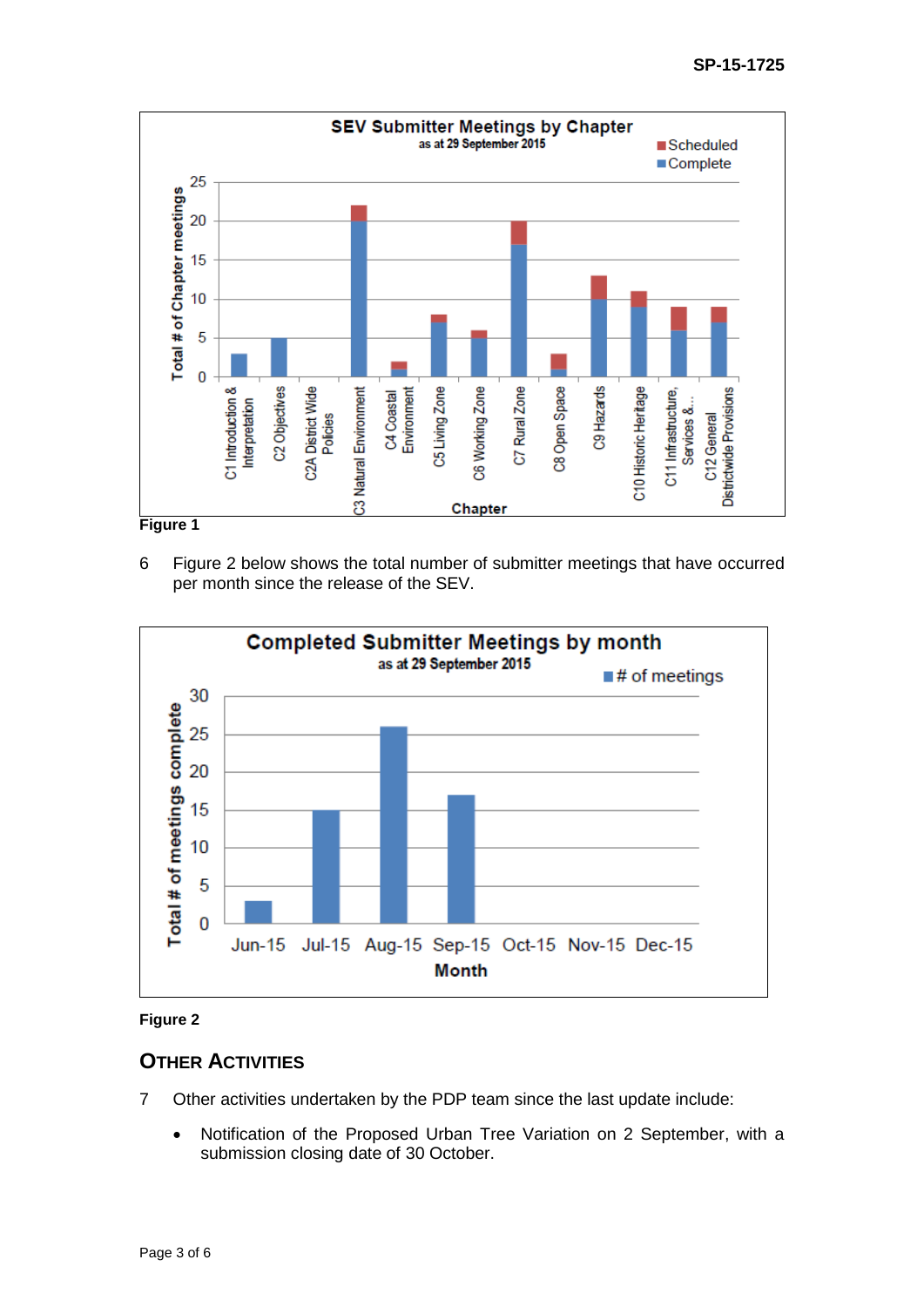SEV Submitter Meetings by Chapter
as at 29 September 2015

| Chapter | Complete | Scheduled |
|---|---|---|
| C1 Introduction & Interpretation | 3 | 0 |
| C2 Objectives | 5 | 0 |
| C2A District Wide Policies | 0 | 0 |
| C3 Natural Environment | 20 | 2 |
| C4 Coastal Environment | 1 | 1 |
| C5 Living Zone | 7 | 1 |
| C6 Working Zone | 5 | 1 |
| C7 Rural Zone | 17 | 3 |
| C8 Open Space | 1 | 2 |
| C9 Hazards | 10 | 3 |
| C10 Historic Heritage | 9 | 2 |
| C11 Infrastructure, Services &... | 6 | 3 |
| C12 General Districtwide Provisions | 7 | 2 |

**Figure 1**

6 Figure 2 below shows the total number of submitter meetings that have occurred per month since the release of the SEV.

Completed Submitter Meetings by month
as at 29 September 2015

| Month | # of meetings |
|---|---|
| Jun-15 | 3 |
| Jul-15 | 15 |
| Aug-15 | 26 |
| Sep-15 | 17 |
| Oct-15 | |
| Nov-15 | |
| Dec-15 | |

**Figure 2**

## OTHER ACTIVITIES

7 Other activities undertaken by the PDP team since the last update include:

- Notification of the Proposed Urban Tree Variation on 2 September, with a submission closing date of 30 October.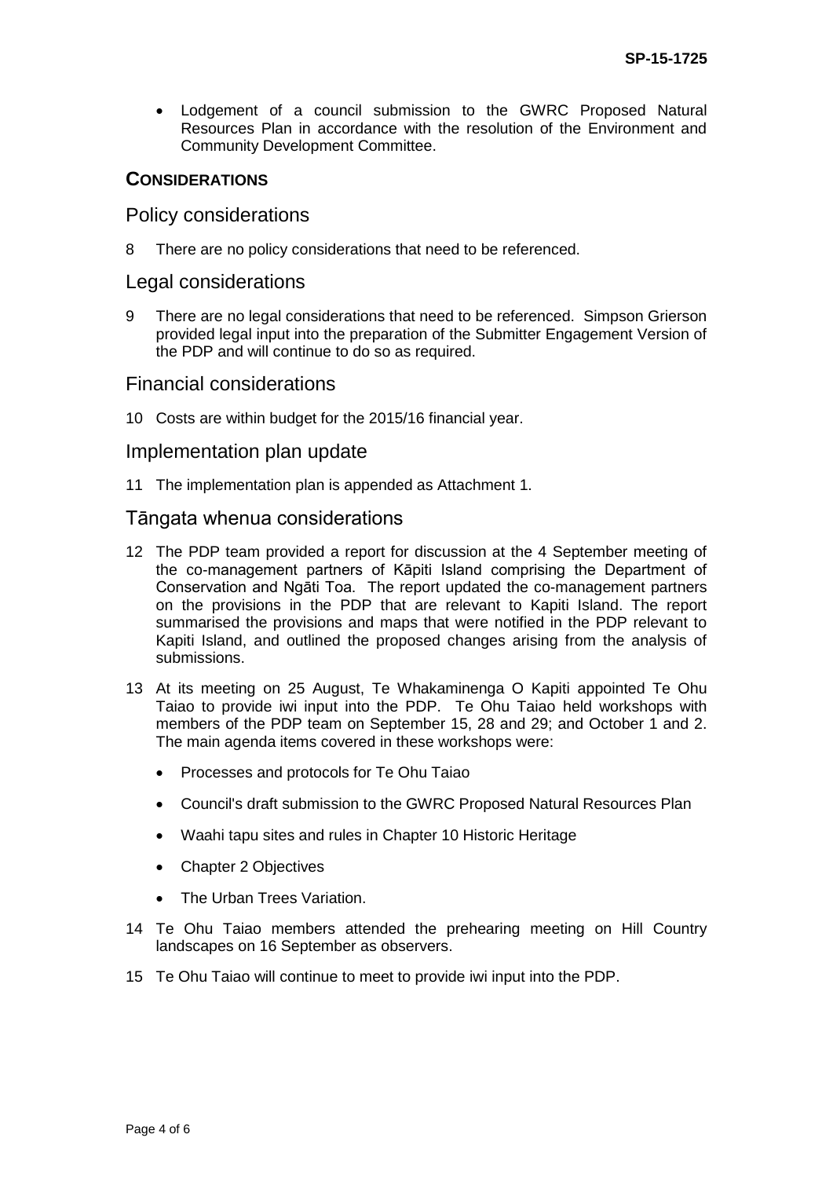- Lodgement of a council submission to the GWRC Proposed Natural Resources Plan in accordance with the resolution of the Environment and Community Development Committee.

## CONSIDERATIONS

### Policy considerations

8 There are no policy considerations that need to be referenced.

### Legal considerations

9 There are no legal considerations that need to be referenced. Simpson Grierson provided legal input into the preparation of the Submitter Engagement Version of the PDP and will continue to do so as required.

### Financial considerations

10 Costs are within budget for the 2015/16 financial year.

### Implementation plan update

11 The implementation plan is appended as Attachment 1.

### Tāngata whenua considerations

12 The PDP team provided a report for discussion at the 4 September meeting of the co-management partners of Kāpiti Island comprising the Department of Conservation and Ngāti Toa. The report updated the co-management partners on the provisions in the PDP that are relevant to Kapiti Island. The report summarised the provisions and maps that were notified in the PDP relevant to Kapiti Island, and outlined the proposed changes arising from the analysis of submissions.

13 At its meeting on 25 August, Te Whakaminenga O Kapiti appointed Te Ohu Taiao to provide iwi input into the PDP. Te Ohu Taiao held workshops with members of the PDP team on September 15, 28 and 29; and October 1 and 2. The main agenda items covered in these workshops were:

- Processes and protocols for Te Ohu Taiao
- Council's draft submission to the GWRC Proposed Natural Resources Plan
- Waahi tapu sites and rules in Chapter 10 Historic Heritage
- Chapter 2 Objectives
- The Urban Trees Variation.

14 Te Ohu Taiao members attended the prehearing meeting on Hill Country landscapes on 16 September as observers.

15 Te Ohu Taiao will continue to meet to provide iwi input into the PDP.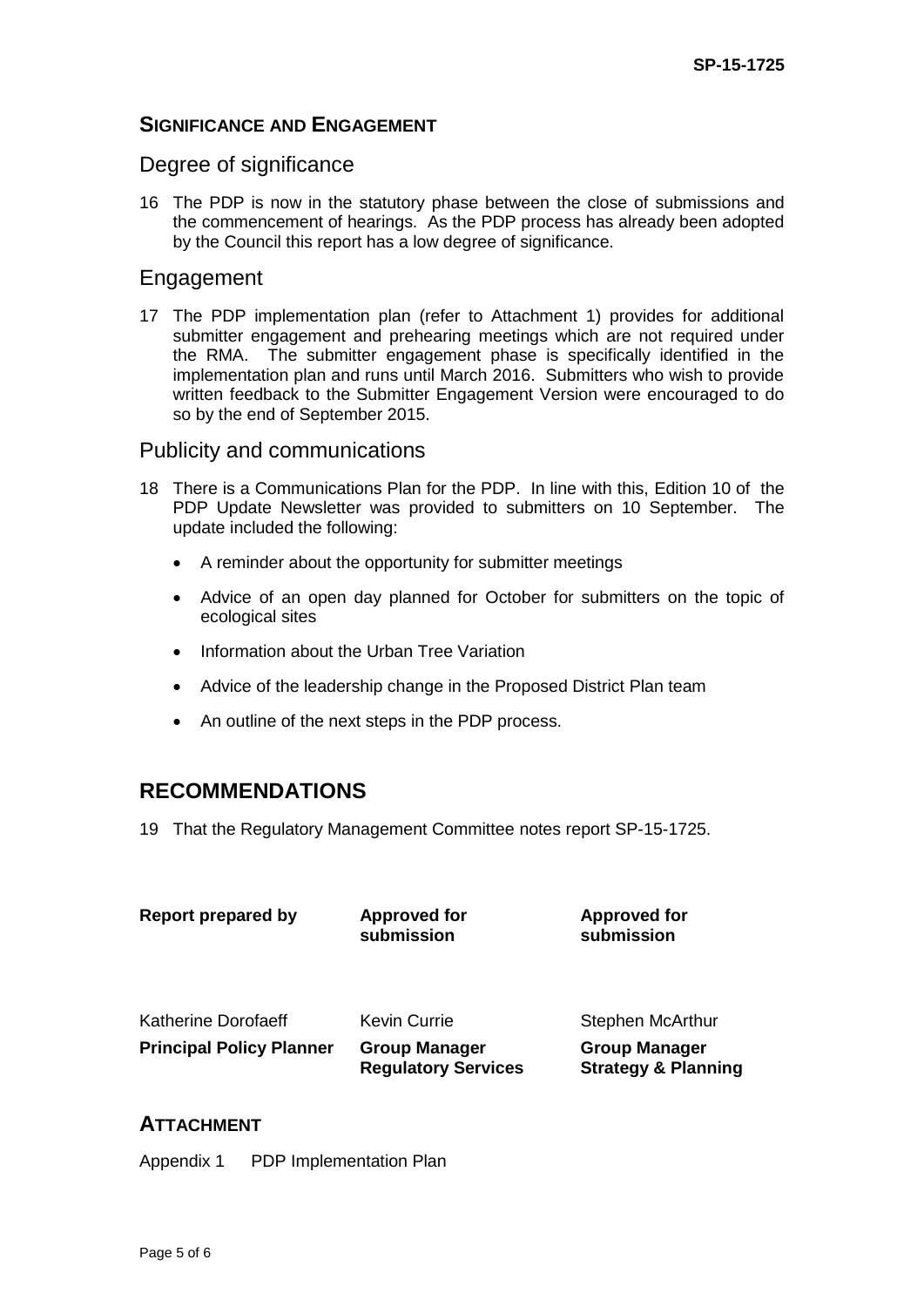## SIGNIFICANCE AND ENGAGEMENT

### Degree of significance

16 The PDP is now in the statutory phase between the close of submissions and the commencement of hearings. As the PDP process has already been adopted by the Council this report has a low degree of significance.

### Engagement

17 The PDP implementation plan (refer to Attachment 1) provides for additional submitter engagement and prehearing meetings which are not required under the RMA. The submitter engagement phase is specifically identified in the implementation plan and runs until March 2016. Submitters who wish to provide written feedback to the Submitter Engagement Version were encouraged to do so by the end of September 2015.

### Publicity and communications

18 There is a Communications Plan for the PDP. In line with this, Edition 10 of the PDP Update Newsletter was provided to submitters on 10 September. The update included the following:

- A reminder about the opportunity for submitter meetings
- Advice of an open day planned for October for submitters on the topic of ecological sites
- Information about the Urban Tree Variation
- Advice of the leadership change in the Proposed District Plan team
- An outline of the next steps in the PDP process.

## RECOMMENDATIONS

19 That the Regulatory Management Committee notes report SP-15-1725.

| Report prepared by | Approved for submission | Approved for submission |
|---|---|---|
| Katherine Dorofaeff | Kevin Currie | Stephen McArthur |
| **Principal Policy Planner** | **Group Manager Regulatory Services** | **Group Manager Strategy & Planning** |

## ATTACHMENT

Appendix 1 PDP Implementation Plan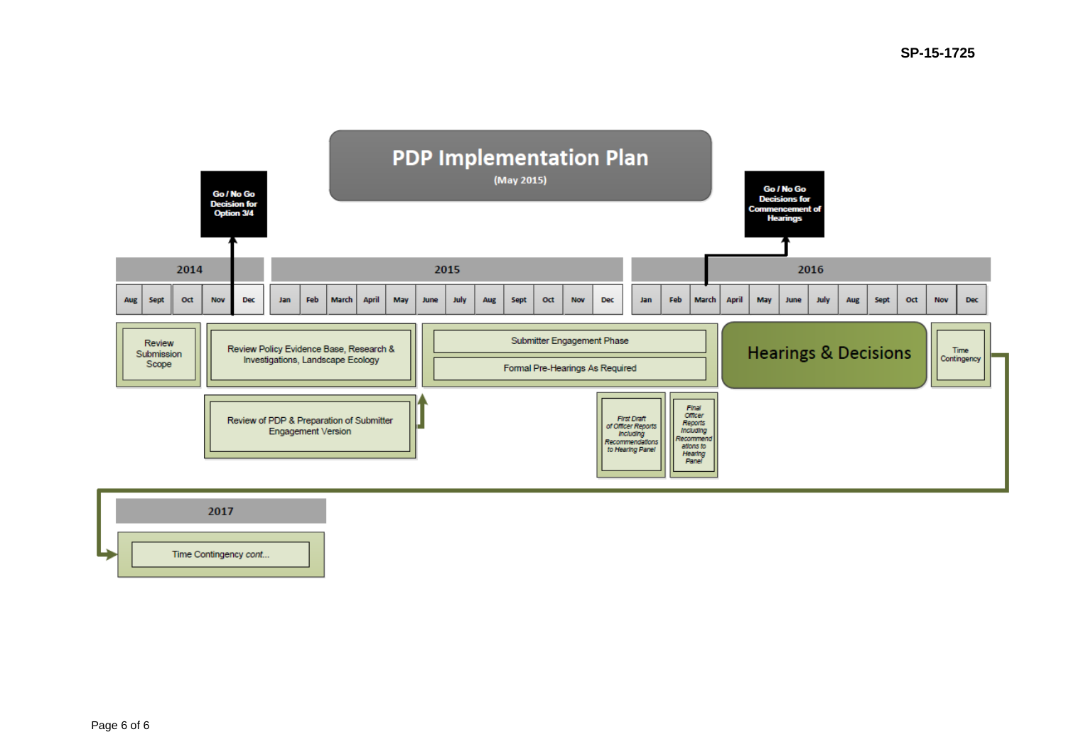SP-15-1725

# PDP Implementation Plan

(May 2015)

Go / No Go Decision for Option 3/4

Go / No Go Decisions for Commencement of Hearings

2014

Aug
Sept
Oct
Nov
Dec

2015

Jan
Feb
March
April
May
June
July
Aug
Sept
Oct
Nov
Dec

2016

Jan
Feb
March
April
May
June
July
Aug
Sept
Oct
Nov
Dec

Review Submission Scope

Review Policy Evidence Base, Research & Investigations, Landscape Ecology

Submitter Engagement Phase

Formal Pre-Hearings As Required

Hearings & Decisions

Time Contingency

Review of PDP & Preparation of Submitter Engagement Version

*First Draft of Officer Reports Including Recommendations to Hearing Panel*

*Final Officer Reports Including Recommendations to Hearing Panel*

2017

Time Contingency *cont...*